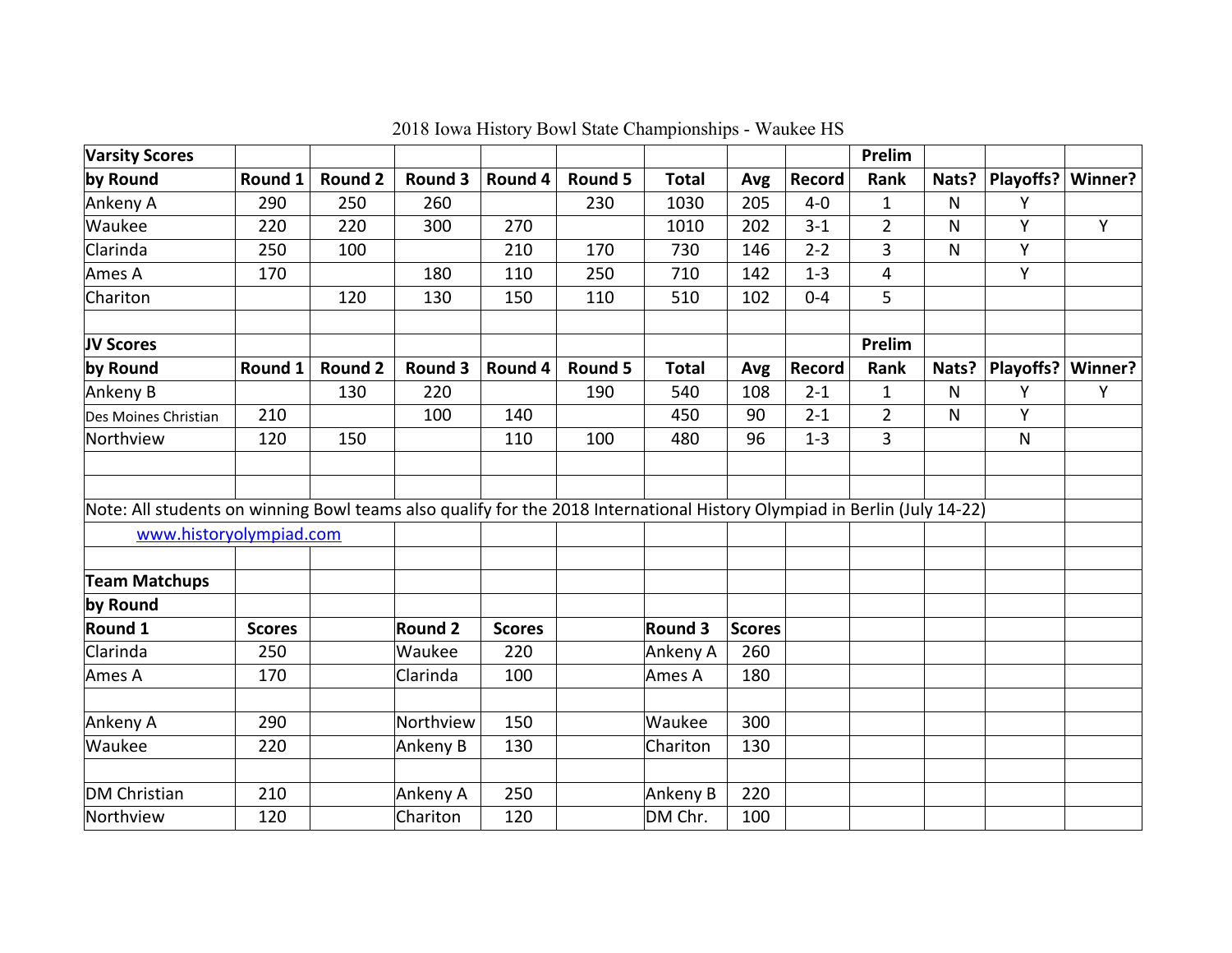# 2018 Iowa History Bowl State Championships - Waukee HS

| Varsity Scores | | | | | | | | | Prelim | | | |
|---|---|---|---|---|---|---|---|---|---|---|---|---|
| **by Round** | **Round 1** | **Round 2** | **Round 3** | **Round 4** | **Round 5** | **Total** | **Avg** | **Record** | **Rank** | **Nats?** | **Playoffs?** | **Winner?** |
| Ankeny A | 290 | 250 | 260 | | 230 | 1030 | 205 | 4-0 | 1 | N | Y | |
| Waukee | 220 | 220 | 300 | 270 | | 1010 | 202 | 3-1 | 2 | N | Y | Y |
| Clarinda | 250 | 100 | | 210 | 170 | 730 | 146 | 2-2 | 3 | N | Y | |
| Ames A | 170 | | 180 | 110 | 250 | 710 | 142 | 1-3 | 4 | | Y | |
| Chariton | | 120 | 130 | 150 | 110 | 510 | 102 | 0-4 | 5 | | | |

| JV Scores | | | | | | | | | Prelim | | | |
|---|---|---|---|---|---|---|---|---|---|---|---|---|
| **by Round** | **Round 1** | **Round 2** | **Round 3** | **Round 4** | **Round 5** | **Total** | **Avg** | **Record** | **Rank** | **Nats?** | **Playoffs?** | **Winner?** |
| Ankeny B | | 130 | 220 | | 190 | 540 | 108 | 2-1 | 1 | N | Y | Y |
| Des Moines Christian | 210 | | 100 | 140 | | 450 | 90 | 2-1 | 2 | N | Y | |
| Northview | 120 | 150 | | 110 | 100 | 480 | 96 | 1-3 | 3 | | N | |

Note: All students on winning Bowl teams also qualify for the 2018 International History Olympiad in Berlin (July 14-22)

[www.historyolympiad.com](http://www.historyolympiad.com)

**Team Matchups by Round**

| Round 1 | Scores | | Round 2 | Scores | | Round 3 | Scores |
|---|---|---|---|---|---|---|---|
| Clarinda | 250 | | Waukee | 220 | | Ankeny A | 260 |
| Ames A | 170 | | Clarinda | 100 | | Ames A | 180 |
| | | | | | | | |
| Ankeny A | 290 | | Northview | 150 | | Waukee | 300 |
| Waukee | 220 | | Ankeny B | 130 | | Chariton | 130 |
| | | | | | | | |
| DM Christian | 210 | | Ankeny A | 250 | | Ankeny B | 220 |
| Northview | 120 | | Chariton | 120 | | DM Chr. | 100 |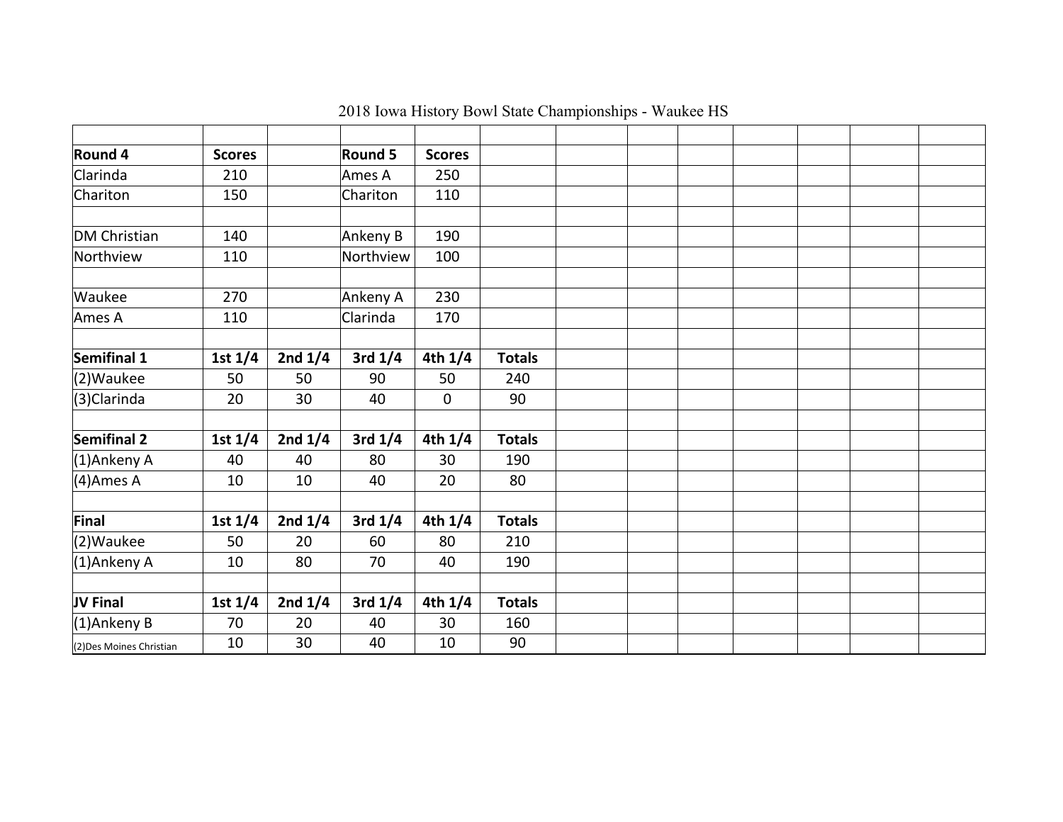# 2018 Iowa History Bowl State Championships - Waukee HS

| | | | | | |
|---|---|---|---|---|---|
| **Round 4** | **Scores** | | **Round 5** | **Scores** | |
| Clarinda | 210 | | Ames A | 250 | |
| Chariton | 150 | | Chariton | 110 | |
| | | | | | |
| DM Christian | 140 | | Ankeny B | 190 | |
| Northview | 110 | | Northview | 100 | |
| | | | | | |
| Waukee | 270 | | Ankeny A | 230 | |
| Ames A | 110 | | Clarinda | 170 | |
| | | | | | |
| **Semifinal 1** | **1st 1/4** | **2nd 1/4** | **3rd 1/4** | **4th 1/4** | **Totals** |
| (2)Waukee | 50 | 50 | 90 | 50 | 240 |
| (3)Clarinda | 20 | 30 | 40 | 0 | 90 |
| | | | | | |
| **Semifinal 2** | **1st 1/4** | **2nd 1/4** | **3rd 1/4** | **4th 1/4** | **Totals** |
| (1)Ankeny A | 40 | 40 | 80 | 30 | 190 |
| (4)Ames A | 10 | 10 | 40 | 20 | 80 |
| | | | | | |
| **Final** | **1st 1/4** | **2nd 1/4** | **3rd 1/4** | **4th 1/4** | **Totals** |
| (2)Waukee | 50 | 20 | 60 | 80 | 210 |
| (1)Ankeny A | 10 | 80 | 70 | 40 | 190 |
| | | | | | |
| **JV Final** | **1st 1/4** | **2nd 1/4** | **3rd 1/4** | **4th 1/4** | **Totals** |
| (1)Ankeny B | 70 | 20 | 40 | 30 | 160 |
| (2)Des Moines Christian | 10 | 30 | 40 | 10 | 90 |